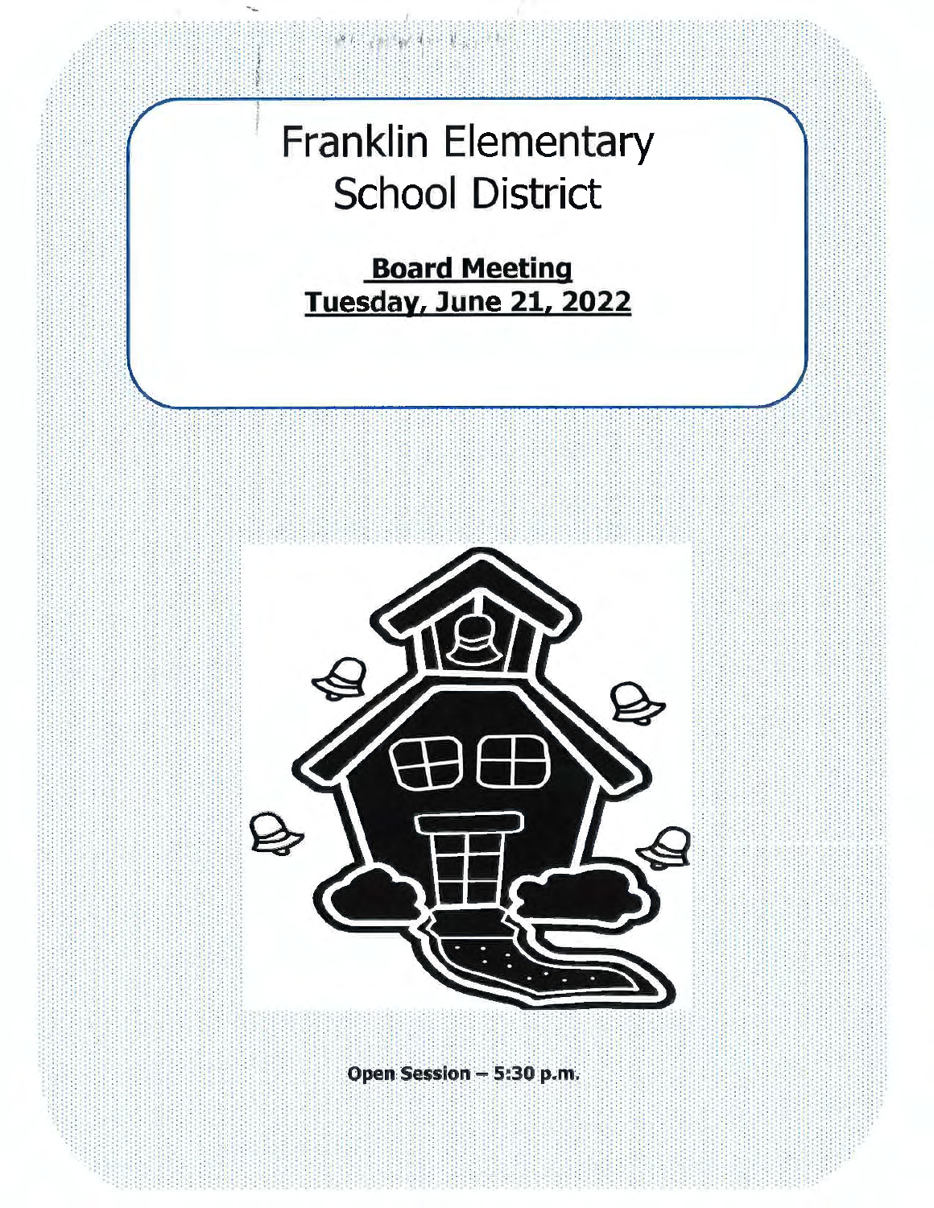# Franklin Elementary School District

## **Board Meeting**
## **Tuesday, June 21, 2022**

**Open Session – 5:30 p.m.**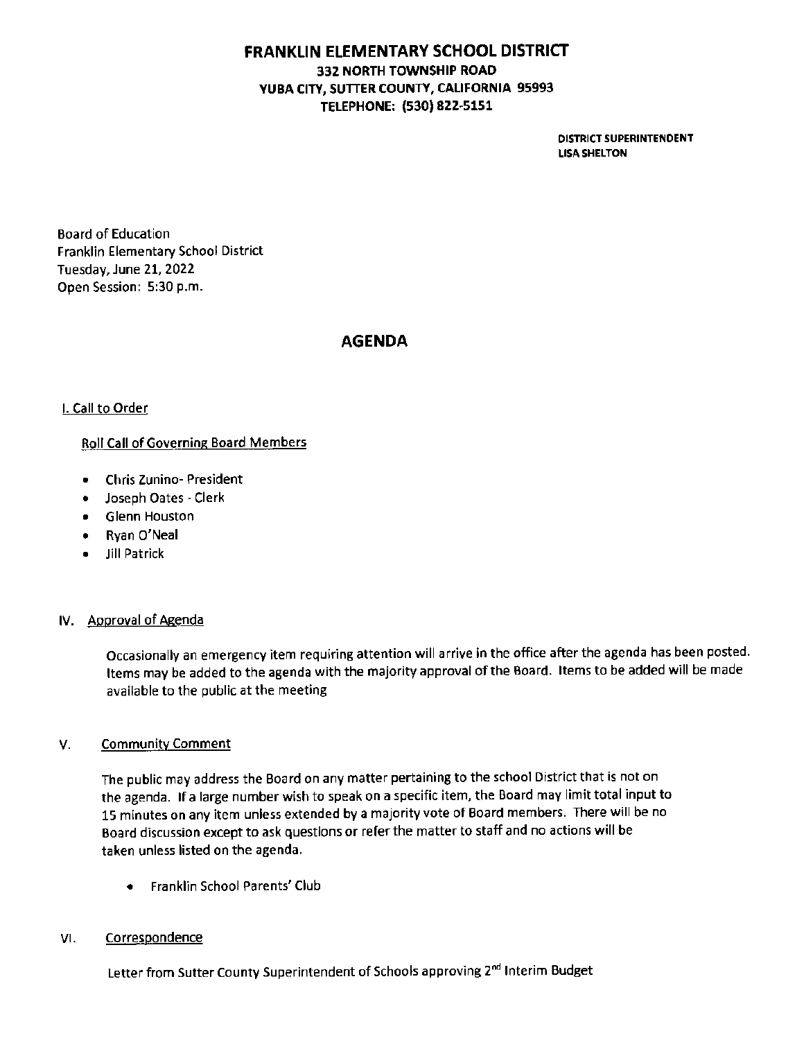# FRANKLIN ELEMENTARY SCHOOL DISTRICT

**332 NORTH TOWNSHIP ROAD**
**YUBA CITY, SUTTER COUNTY, CALIFORNIA 95993**
**TELEPHONE: (530) 822-5151**

**DISTRICT SUPERINTENDENT**
**LISA SHELTON**

Board of Education
Franklin Elementary School District
Tuesday, June 21, 2022
Open Session: 5:30 p.m.

## AGENDA

### I. Call to Order

Roll Call of Governing Board Members

- Chris Zunino- President
- Joseph Oates - Clerk
- Glenn Houston
- Ryan O'Neal
- Jill Patrick

### IV. Approval of Agenda

Occasionally an emergency item requiring attention will arrive in the office after the agenda has been posted. Items may be added to the agenda with the majority approval of the Board. Items to be added will be made available to the public at the meeting

### V. Community Comment

The public may address the Board on any matter pertaining to the school District that is not on the agenda. If a large number wish to speak on a specific item, the Board may limit total input to 15 minutes on any item unless extended by a majority vote of Board members. There will be no Board discussion except to ask questions or refer the matter to staff and no actions will be taken unless listed on the agenda.

- Franklin School Parents' Club

### VI. Correspondence

Letter from Sutter County Superintendent of Schools approving 2nd Interim Budget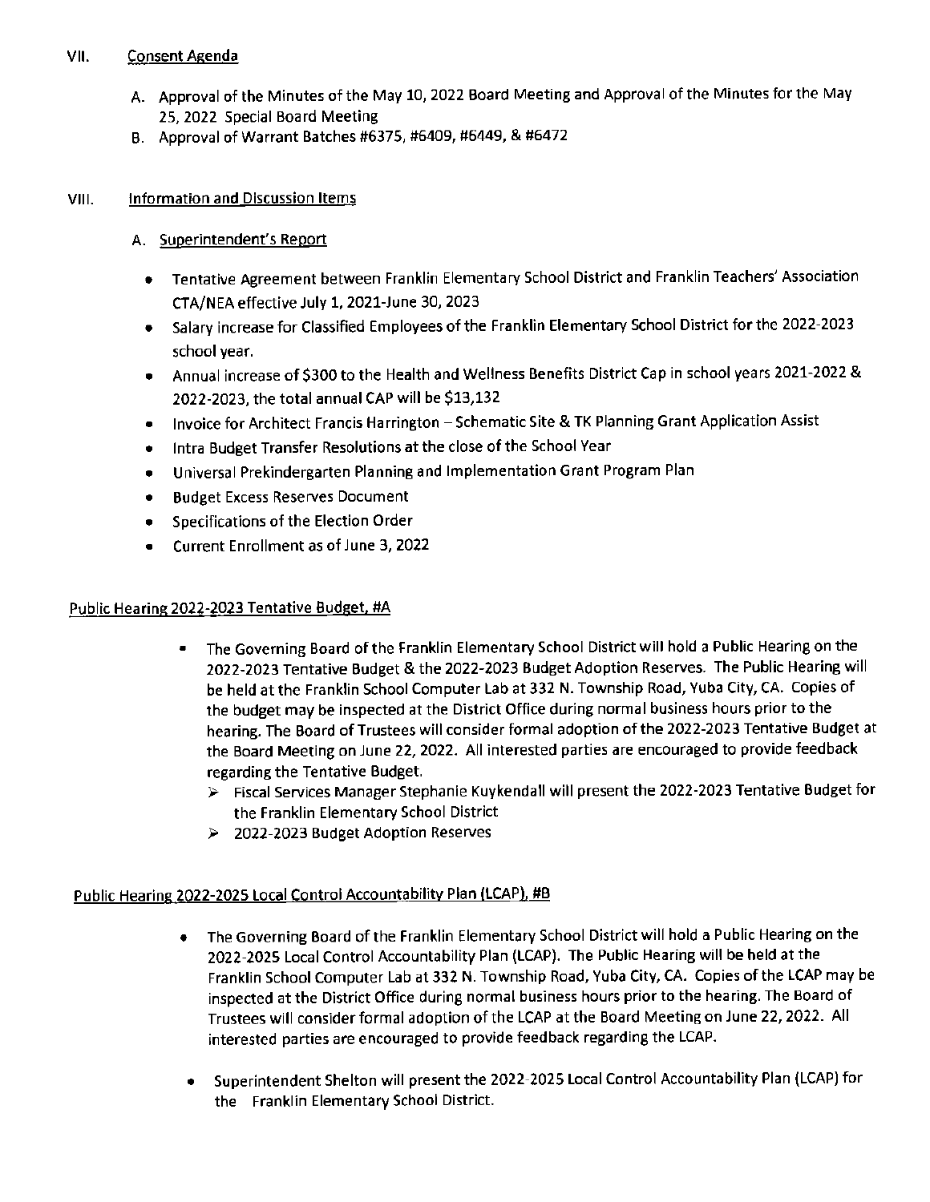## VII. Consent Agenda

A. Approval of the Minutes of the May 10, 2022 Board Meeting and Approval of the Minutes for the May 25, 2022 Special Board Meeting

B. Approval of Warrant Batches #6375, #6409, #6449, & #6472

## VIII. Information and Discussion Items

### A. Superintendent's Report

- Tentative Agreement between Franklin Elementary School District and Franklin Teachers' Association CTA/NEA effective July 1, 2021-June 30, 2023
- Salary increase for Classified Employees of the Franklin Elementary School District for the 2022-2023 school year.
- Annual increase of $300 to the Health and Wellness Benefits District Cap in school years 2021-2022 & 2022-2023, the total annual CAP will be $13,132
- Invoice for Architect Francis Harrington – Schematic Site & TK Planning Grant Application Assist
- Intra Budget Transfer Resolutions at the close of the School Year
- Universal Prekindergarten Planning and Implementation Grant Program Plan
- Budget Excess Reserves Document
- Specifications of the Election Order
- Current Enrollment as of June 3, 2022

### Public Hearing 2022-2023 Tentative Budget, #A

- The Governing Board of the Franklin Elementary School District will hold a Public Hearing on the 2022-2023 Tentative Budget & the 2022-2023 Budget Adoption Reserves. The Public Hearing will be held at the Franklin School Computer Lab at 332 N. Township Road, Yuba City, CA. Copies of the budget may be inspected at the District Office during normal business hours prior to the hearing. The Board of Trustees will consider formal adoption of the 2022-2023 Tentative Budget at the Board Meeting on June 22, 2022. All interested parties are encouraged to provide feedback regarding the Tentative Budget.
  - Fiscal Services Manager Stephanie Kuykendall will present the 2022-2023 Tentative Budget for the Franklin Elementary School District
  - 2022-2023 Budget Adoption Reserves

### Public Hearing 2022-2025 Local Control Accountability Plan (LCAP), #B

- The Governing Board of the Franklin Elementary School District will hold a Public Hearing on the 2022-2025 Local Control Accountability Plan (LCAP). The Public Hearing will be held at the Franklin School Computer Lab at 332 N. Township Road, Yuba City, CA. Copies of the LCAP may be inspected at the District Office during normal business hours prior to the hearing. The Board of Trustees will consider formal adoption of the LCAP at the Board Meeting on June 22, 2022. All interested parties are encouraged to provide feedback regarding the LCAP.
- Superintendent Shelton will present the 2022-2025 Local Control Accountability Plan (LCAP) for the Franklin Elementary School District.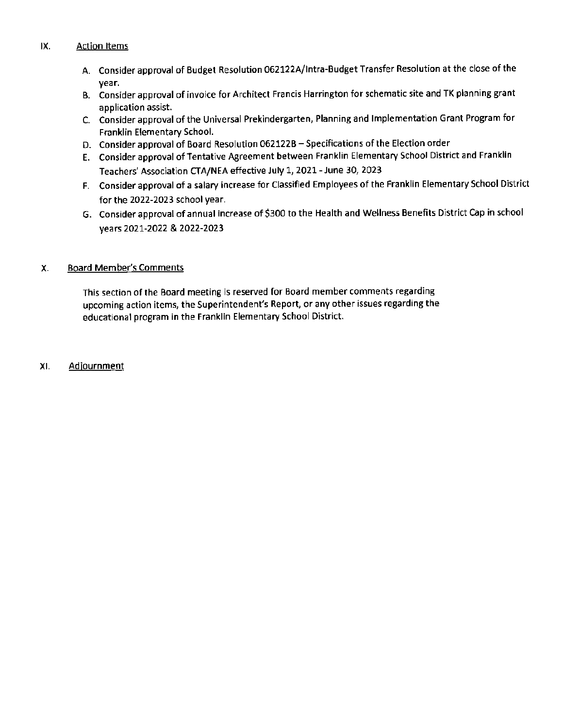## IX. Action Items

A. Consider approval of Budget Resolution 062122A/Intra-Budget Transfer Resolution at the close of the year.

B. Consider approval of invoice for Architect Francis Harrington for schematic site and TK planning grant application assist.

C. Consider approval of the Universal Prekindergarten, Planning and Implementation Grant Program for Franklin Elementary School.

D. Consider approval of Board Resolution 062122B – Specifications of the Election order

E. Consider approval of Tentative Agreement between Franklin Elementary School District and Franklin Teachers' Association CTA/NEA effective July 1, 2021 - June 30, 2023

F. Consider approval of a salary increase for Classified Employees of the Franklin Elementary School District for the 2022-2023 school year.

G. Consider approval of annual increase of $300 to the Health and Wellness Benefits District Cap in school years 2021-2022 & 2022-2023

## X. Board Member's Comments

This section of the Board meeting is reserved for Board member comments regarding upcoming action items, the Superintendent's Report, or any other issues regarding the educational program in the Franklin Elementary School District.

## XI. Adjournment